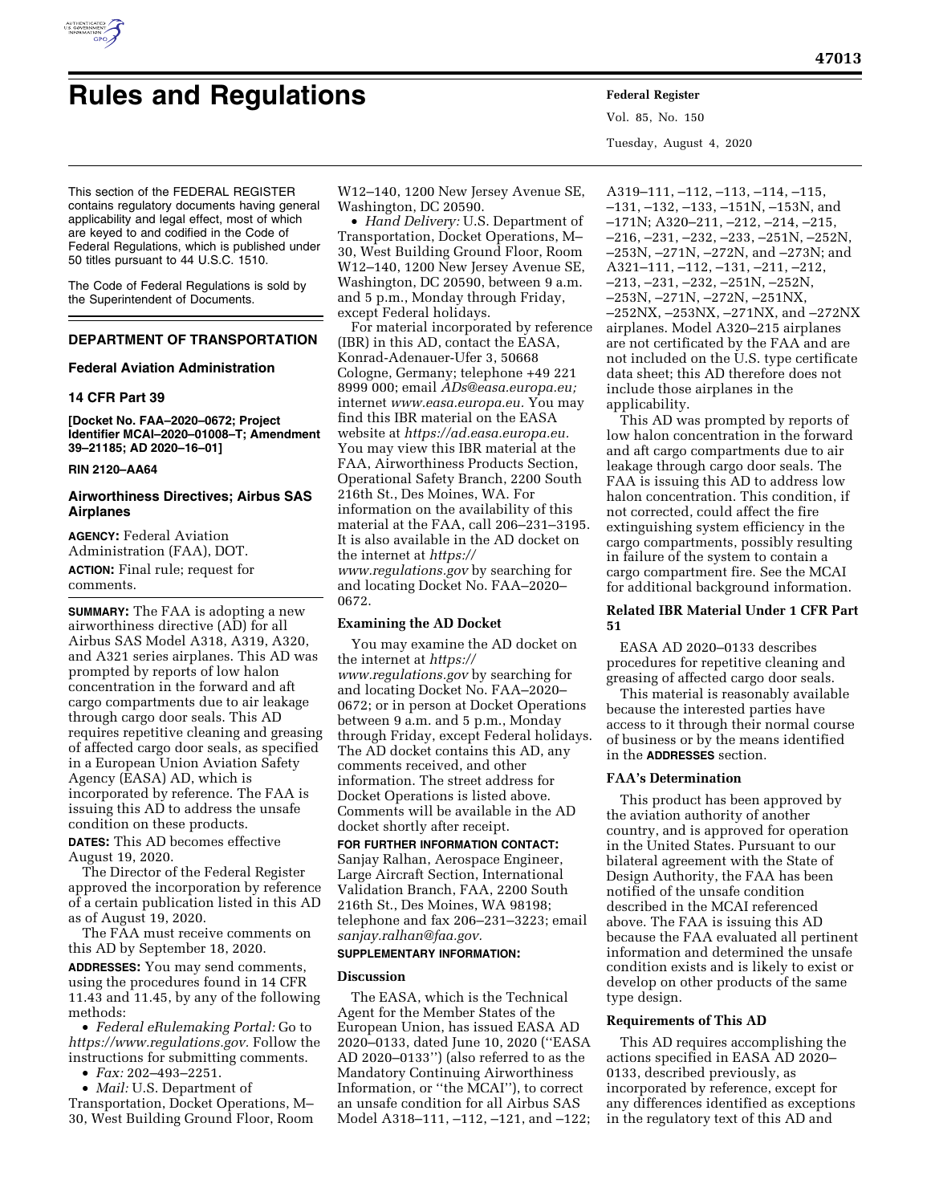# Rules and Regulations

This section of the FEDERAL REGISTER contains regulatory documents having general applicability and legal effect, most of which are keyed to and codified in the Code of Federal Regulations, which is published under 50 titles pursuant to 44 U.S.C. 1510.

The Code of Federal Regulations is sold by the Superintendent of Documents.

## DEPARTMENT OF TRANSPORTATION

### Federal Aviation Administration

### 14 CFR Part 39

**[Docket No. FAA–2020–0672; Project Identifier MCAI–2020–01008–T; Amendment 39–21185; AD 2020–16–01]**

**RIN 2120–AA64**

### Airworthiness Directives; Airbus SAS Airplanes

**AGENCY:** Federal Aviation Administration (FAA), DOT.

**ACTION:** Final rule; request for comments.

**SUMMARY:** The FAA is adopting a new airworthiness directive (AD) for all Airbus SAS Model A318, A319, A320, and A321 series airplanes. This AD was prompted by reports of low halon concentration in the forward and aft cargo compartments due to air leakage through cargo door seals. This AD requires repetitive cleaning and greasing of affected cargo door seals, as specified in a European Union Aviation Safety Agency (EASA) AD, which is incorporated by reference. The FAA is issuing this AD to address the unsafe condition on these products.

**DATES:** This AD becomes effective August 19, 2020.

The Director of the Federal Register approved the incorporation by reference of a certain publication listed in this AD as of August 19, 2020.

The FAA must receive comments on this AD by September 18, 2020.

**ADDRESSES:** You may send comments, using the procedures found in 14 CFR 11.43 and 11.45, by any of the following methods:

- *Federal eRulemaking Portal:* Go to *https://www.regulations.gov.* Follow the instructions for submitting comments.
- *Fax:* 202–493–2251.
- *Mail:* U.S. Department of Transportation, Docket Operations, M–30, West Building Ground Floor, Room W12–140, 1200 New Jersey Avenue SE, Washington, DC 20590.
- *Hand Delivery:* U.S. Department of Transportation, Docket Operations, M–30, West Building Ground Floor, Room W12–140, 1200 New Jersey Avenue SE, Washington, DC 20590, between 9 a.m. and 5 p.m., Monday through Friday, except Federal holidays.

For material incorporated by reference (IBR) in this AD, contact the EASA, Konrad-Adenauer-Ufer 3, 50668 Cologne, Germany; telephone +49 221 8999 000; email *ADs@easa.europa.eu;* internet *www.easa.europa.eu.* You may find this IBR material on the EASA website at *https://ad.easa.europa.eu.* You may view this IBR material at the FAA, Airworthiness Products Section, Operational Safety Branch, 2200 South 216th St., Des Moines, WA. For information on the availability of this material at the FAA, call 206–231–3195. It is also available in the AD docket on the internet at *https://www.regulations.gov* by searching for and locating Docket No. FAA–2020–0672.

#### Examining the AD Docket

You may examine the AD docket on the internet at *https://www.regulations.gov* by searching for and locating Docket No. FAA–2020–0672; or in person at Docket Operations between 9 a.m. and 5 p.m., Monday through Friday, except Federal holidays. The AD docket contains this AD, any comments received, and other information. The street address for Docket Operations is listed above. Comments will be available in the AD docket shortly after receipt.

**FOR FURTHER INFORMATION CONTACT:** Sanjay Ralhan, Aerospace Engineer, Large Aircraft Section, International Validation Branch, FAA, 2200 South 216th St., Des Moines, WA 98198; telephone and fax 206–231–3223; email *sanjay.ralhan@faa.gov.*

**SUPPLEMENTARY INFORMATION:**

#### Discussion

The EASA, which is the Technical Agent for the Member States of the European Union, has issued EASA AD 2020–0133, dated June 10, 2020 (''EASA AD 2020–0133'') (also referred to as the Mandatory Continuing Airworthiness Information, or ''the MCAI''), to correct an unsafe condition for all Airbus SAS Model A318–111, –112, –121, and –122; A319–111, –112, –113, –114, –115, –131, –132, –133, –151N, –153N, and –171N; A320–211, –212, –214, –215, –216, –231, –232, –233, –251N, –252N, –253N, –271N, –272N, and –273N; and A321–111, –112, –131, –211, –212, –213, –231, –232, –251N, –252N, –253N, –271N, –272N, –251NX, –252NX, –253NX, –271NX, and –272NX airplanes. Model A320–215 airplanes are not certificated by the FAA and are not included on the U.S. type certificate data sheet; this AD therefore does not include those airplanes in the applicability.

This AD was prompted by reports of low halon concentration in the forward and aft cargo compartments due to air leakage through cargo door seals. The FAA is issuing this AD to address low halon concentration. This condition, if not corrected, could affect the fire extinguishing system efficiency in the cargo compartments, possibly resulting in failure of the system to contain a cargo compartment fire. See the MCAI for additional background information.

#### Related IBR Material Under 1 CFR Part 51

EASA AD 2020–0133 describes procedures for repetitive cleaning and greasing of affected cargo door seals.

This material is reasonably available because the interested parties have access to it through their normal course of business or by the means identified in the **ADDRESSES** section.

#### FAA's Determination

This product has been approved by the aviation authority of another country, and is approved for operation in the United States. Pursuant to our bilateral agreement with the State of Design Authority, the FAA has been notified of the unsafe condition described in the MCAI referenced above. The FAA is issuing this AD because the FAA evaluated all pertinent information and determined the unsafe condition exists and is likely to exist or develop on other products of the same type design.

#### Requirements of This AD

This AD requires accomplishing the actions specified in EASA AD 2020–0133, described previously, as incorporated by reference, except for any differences identified as exceptions in the regulatory text of this AD and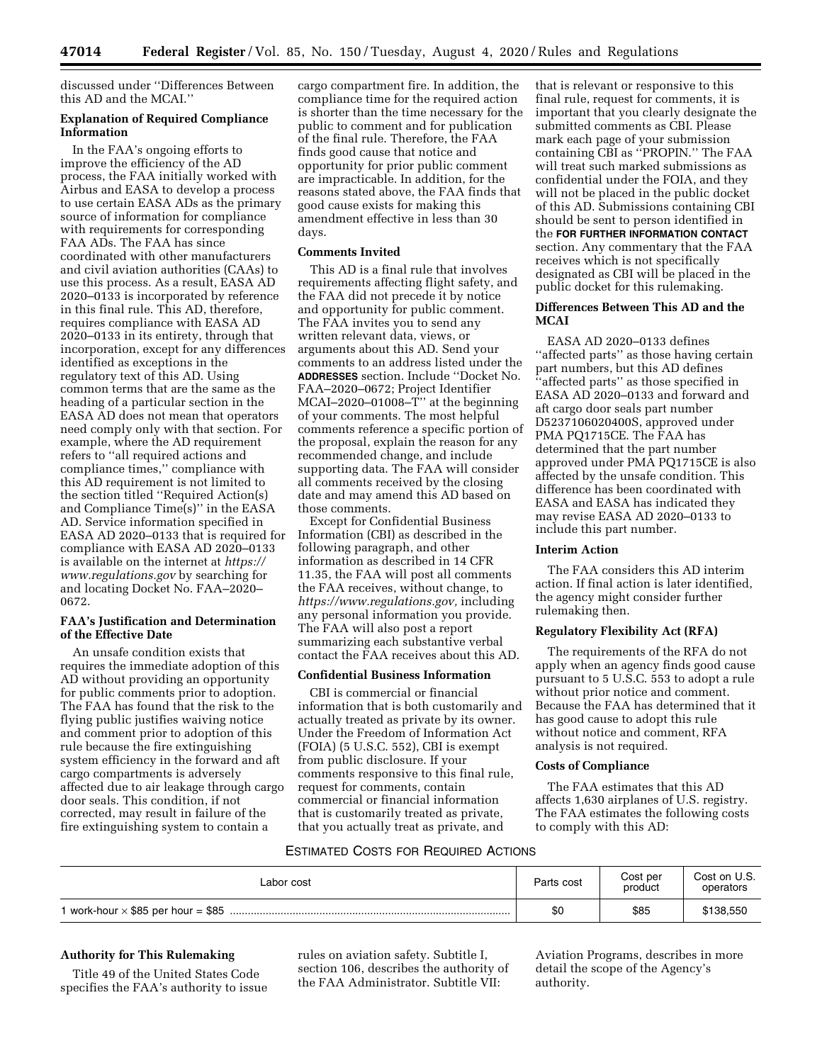discussed under ''Differences Between this AD and the MCAI.''

### Explanation of Required Compliance Information

In the FAA's ongoing efforts to improve the efficiency of the AD process, the FAA initially worked with Airbus and EASA to develop a process to use certain EASA ADs as the primary source of information for compliance with requirements for corresponding FAA ADs. The FAA has since coordinated with other manufacturers and civil aviation authorities (CAAs) to use this process. As a result, EASA AD 2020–0133 is incorporated by reference in this final rule. This AD, therefore, requires compliance with EASA AD 2020–0133 in its entirety, through that incorporation, except for any differences identified as exceptions in the regulatory text of this AD. Using common terms that are the same as the heading of a particular section in the EASA AD does not mean that operators need comply only with that section. For example, where the AD requirement refers to ''all required actions and compliance times,'' compliance with this AD requirement is not limited to the section titled ''Required Action(s) and Compliance Time(s)'' in the EASA AD. Service information specified in EASA AD 2020–0133 that is required for compliance with EASA AD 2020–0133 is available on the internet at *https://www.regulations.gov* by searching for and locating Docket No. FAA–2020–0672.

### FAA's Justification and Determination of the Effective Date

An unsafe condition exists that requires the immediate adoption of this AD without providing an opportunity for public comments prior to adoption. The FAA has found that the risk to the flying public justifies waiving notice and comment prior to adoption of this rule because the fire extinguishing system efficiency in the forward and aft cargo compartments is adversely affected due to air leakage through cargo door seals. This condition, if not corrected, may result in failure of the fire extinguishing system to contain a cargo compartment fire. In addition, the compliance time for the required action is shorter than the time necessary for the public to comment and for publication of the final rule. Therefore, the FAA finds good cause that notice and opportunity for prior public comment are impracticable. In addition, for the reasons stated above, the FAA finds that good cause exists for making this amendment effective in less than 30 days.

### Comments Invited

This AD is a final rule that involves requirements affecting flight safety, and the FAA did not precede it by notice and opportunity for public comment. The FAA invites you to send any written relevant data, views, or arguments about this AD. Send your comments to an address listed under the **ADDRESSES** section. Include ''Docket No. FAA–2020–0672; Project Identifier MCAI–2020–01008–T'' at the beginning of your comments. The most helpful comments reference a specific portion of the proposal, explain the reason for any recommended change, and include supporting data. The FAA will consider all comments received by the closing date and may amend this AD based on those comments.

Except for Confidential Business Information (CBI) as described in the following paragraph, and other information as described in 14 CFR 11.35, the FAA will post all comments the FAA receives, without change, to *https://www.regulations.gov,* including any personal information you provide. The FAA will also post a report summarizing each substantive verbal contact the FAA receives about this AD.

### Confidential Business Information

CBI is commercial or financial information that is both customarily and actually treated as private by its owner. Under the Freedom of Information Act (FOIA) (5 U.S.C. 552), CBI is exempt from public disclosure. If your comments responsive to this final rule, request for comments, contain commercial or financial information that is customarily treated as private, that you actually treat as private, and that is relevant or responsive to this final rule, request for comments, it is important that you clearly designate the submitted comments as CBI. Please mark each page of your submission containing CBI as ''PROPIN.'' The FAA will treat such marked submissions as confidential under the FOIA, and they will not be placed in the public docket of this AD. Submissions containing CBI should be sent to person identified in the **FOR FURTHER INFORMATION CONTACT** section. Any commentary that the FAA receives which is not specifically designated as CBI will be placed in the public docket for this rulemaking.

### Differences Between This AD and the MCAI

EASA AD 2020–0133 defines ''affected parts'' as those having certain part numbers, but this AD defines ''affected parts'' as those specified in EASA AD 2020–0133 and forward and aft cargo door seals part number D5237106020400S, approved under PMA PQ1715CE. The FAA has determined that the part number approved under PMA PQ1715CE is also affected by the unsafe condition. This difference has been coordinated with EASA and EASA has indicated they may revise EASA AD 2020–0133 to include this part number.

### Interim Action

The FAA considers this AD interim action. If final action is later identified, the agency might consider further rulemaking then.

### Regulatory Flexibility Act (RFA)

The requirements of the RFA do not apply when an agency finds good cause pursuant to 5 U.S.C. 553 to adopt a rule without prior notice and comment. Because the FAA has determined that it has good cause to adopt this rule without notice and comment, RFA analysis is not required.

### Costs of Compliance

The FAA estimates that this AD affects 1,630 airplanes of U.S. registry. The FAA estimates the following costs to comply with this AD:

ESTIMATED COSTS FOR REQUIRED ACTIONS

| Labor cost | Parts cost | Cost per product | Cost on U.S. operators |
|---|---|---|---|
| 1 work-hour × $85 per hour = $85 | $0 | $85 | $138,550 |

### Authority for This Rulemaking

Title 49 of the United States Code specifies the FAA's authority to issue rules on aviation safety. Subtitle I, section 106, describes the authority of the FAA Administrator. Subtitle VII: Aviation Programs, describes in more detail the scope of the Agency's authority.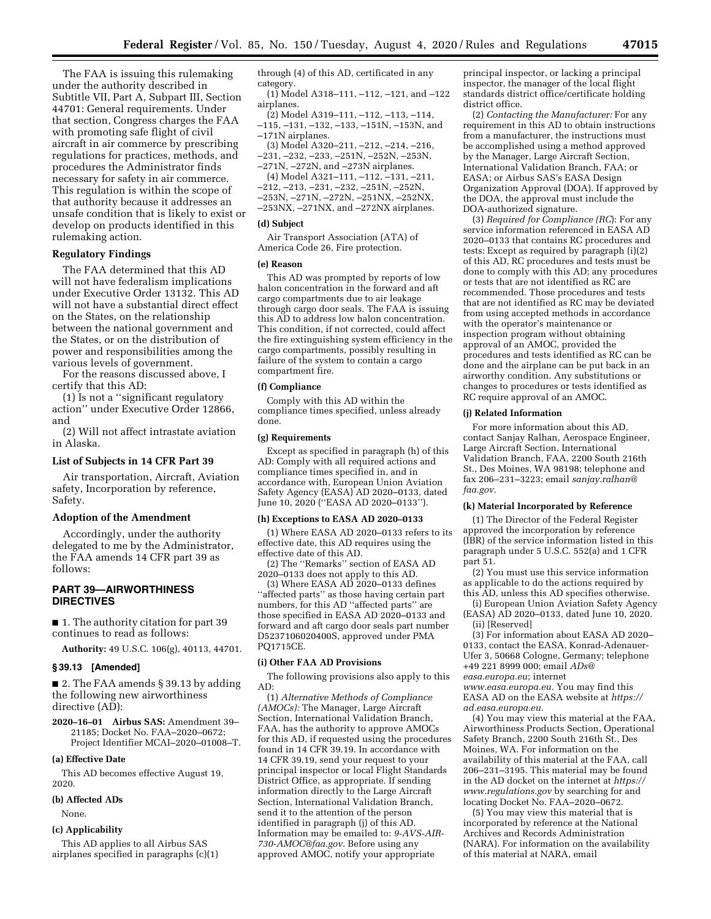The FAA is issuing this rulemaking under the authority described in Subtitle VII, Part A, Subpart III, Section 44701: General requirements. Under that section, Congress charges the FAA with promoting safe flight of civil aircraft in air commerce by prescribing regulations for practices, methods, and procedures the Administrator finds necessary for safety in air commerce. This regulation is within the scope of that authority because it addresses an unsafe condition that is likely to exist or develop on products identified in this rulemaking action.

### Regulatory Findings

The FAA determined that this AD will not have federalism implications under Executive Order 13132. This AD will not have a substantial direct effect on the States, on the relationship between the national government and the States, or on the distribution of power and responsibilities among the various levels of government.

For the reasons discussed above, I certify that this AD:

(1) Is not a ''significant regulatory action'' under Executive Order 12866, and

(2) Will not affect intrastate aviation in Alaska.

### List of Subjects in 14 CFR Part 39

Air transportation, Aircraft, Aviation safety, Incorporation by reference, Safety.

### Adoption of the Amendment

Accordingly, under the authority delegated to me by the Administrator, the FAA amends 14 CFR part 39 as follows:

## PART 39—AIRWORTHINESS DIRECTIVES

■ 1. The authority citation for part 39 continues to read as follows:

**Authority:** 49 U.S.C. 106(g), 40113, 44701.

### § 39.13 [Amended]

■ 2. The FAA amends § 39.13 by adding the following new airworthiness directive (AD):

**2020–16–01 Airbus SAS:** Amendment 39–21185; Docket No. FAA–2020–0672; Project Identifier MCAI–2020–01008–T.

**(a) Effective Date**

This AD becomes effective August 19, 2020.

**(b) Affected ADs**

None.

**(c) Applicability**

This AD applies to all Airbus SAS airplanes specified in paragraphs (c)(1) through (4) of this AD, certificated in any category.

(1) Model A318–111, –112, –121, and –122 airplanes.

(2) Model A319–111, –112, –113, –114, –115, –131, –132, –133, –151N, –153N, and –171N airplanes.

(3) Model A320–211, –212, –214, –216, –231, –232, –233, –251N, –252N, –253N, –271N, –272N, and –273N airplanes.

(4) Model A321–111, –112, –131, –211, –212, –213, –231, –232, –251N, –252N, –253N, –271N, –272N, –251NX, –252NX, –253NX, –271NX, and –272NX airplanes.

**(d) Subject**

Air Transport Association (ATA) of America Code 26, Fire protection.

**(e) Reason**

This AD was prompted by reports of low halon concentration in the forward and aft cargo compartments due to air leakage through cargo door seals. The FAA is issuing this AD to address low halon concentration. This condition, if not corrected, could affect the fire extinguishing system efficiency in the cargo compartments, possibly resulting in failure of the system to contain a cargo compartment fire.

**(f) Compliance**

Comply with this AD within the compliance times specified, unless already done.

**(g) Requirements**

Except as specified in paragraph (h) of this AD: Comply with all required actions and compliance times specified in, and in accordance with, European Union Aviation Safety Agency (EASA) AD 2020–0133, dated June 10, 2020 (''EASA AD 2020–0133'').

**(h) Exceptions to EASA AD 2020–0133**

(1) Where EASA AD 2020–0133 refers to its effective date, this AD requires using the effective date of this AD.

(2) The ''Remarks'' section of EASA AD 2020–0133 does not apply to this AD.

(3) Where EASA AD 2020–0133 defines ''affected parts'' as those having certain part numbers, for this AD ''affected parts'' are those specified in EASA AD 2020–0133 and forward and aft cargo door seals part number D5237106020400S, approved under PMA PQ1715CE.

**(i) Other FAA AD Provisions**

The following provisions also apply to this AD:

(1) *Alternative Methods of Compliance (AMOCs):* The Manager, Large Aircraft Section, International Validation Branch, FAA, has the authority to approve AMOCs for this AD, if requested using the procedures found in 14 CFR 39.19. In accordance with 14 CFR 39.19, send your request to your principal inspector or local Flight Standards District Office, as appropriate. If sending information directly to the Large Aircraft Section, International Validation Branch, send it to the attention of the person identified in paragraph (j) of this AD. Information may be emailed to: *9-AVS-AIR-730-AMOC@faa.gov.* Before using any approved AMOC, notify your appropriate principal inspector, or lacking a principal inspector, the manager of the local flight standards district office/certificate holding district office.

(2) *Contacting the Manufacturer:* For any requirement in this AD to obtain instructions from a manufacturer, the instructions must be accomplished using a method approved by the Manager, Large Aircraft Section, International Validation Branch, FAA; or EASA; or Airbus SAS's EASA Design Organization Approval (DOA). If approved by the DOA, the approval must include the DOA-authorized signature.

(3) *Required for Compliance (RC)*: For any service information referenced in EASA AD 2020–0133 that contains RC procedures and tests: Except as required by paragraph (i)(2) of this AD, RC procedures and tests must be done to comply with this AD; any procedures or tests that are not identified as RC are recommended. Those procedures and tests that are not identified as RC may be deviated from using accepted methods in accordance with the operator's maintenance or inspection program without obtaining approval of an AMOC, provided the procedures and tests identified as RC can be done and the airplane can be put back in an airworthy condition. Any substitutions or changes to procedures or tests identified as RC require approval of an AMOC.

**(j) Related Information**

For more information about this AD, contact Sanjay Ralhan, Aerospace Engineer, Large Aircraft Section, International Validation Branch, FAA, 2200 South 216th St., Des Moines, WA 98198; telephone and fax 206–231–3223; email *sanjay.ralhan@faa.gov.*

**(k) Material Incorporated by Reference**

(1) The Director of the Federal Register approved the incorporation by reference (IBR) of the service information listed in this paragraph under 5 U.S.C. 552(a) and 1 CFR part 51.

(2) You must use this service information as applicable to do the actions required by this AD, unless this AD specifies otherwise.

(i) European Union Aviation Safety Agency (EASA) AD 2020–0133, dated June 10, 2020.

(ii) [Reserved]

(3) For information about EASA AD 2020–0133, contact the EASA, Konrad-Adenauer-Ufer 3, 50668 Cologne, Germany; telephone +49 221 8999 000; email *ADs@easa.europa.eu*; internet *www.easa.europa.eu.* You may find this EASA AD on the EASA website at *https://ad.easa.europa.eu.*

(4) You may view this material at the FAA, Airworthiness Products Section, Operational Safety Branch, 2200 South 216th St., Des Moines, WA. For information on the availability of this material at the FAA, call 206–231–3195. This material may be found in the AD docket on the internet at *https://www.regulations.gov* by searching for and locating Docket No. FAA–2020–0672.

(5) You may view this material that is incorporated by reference at the National Archives and Records Administration (NARA). For information on the availability of this material at NARA, email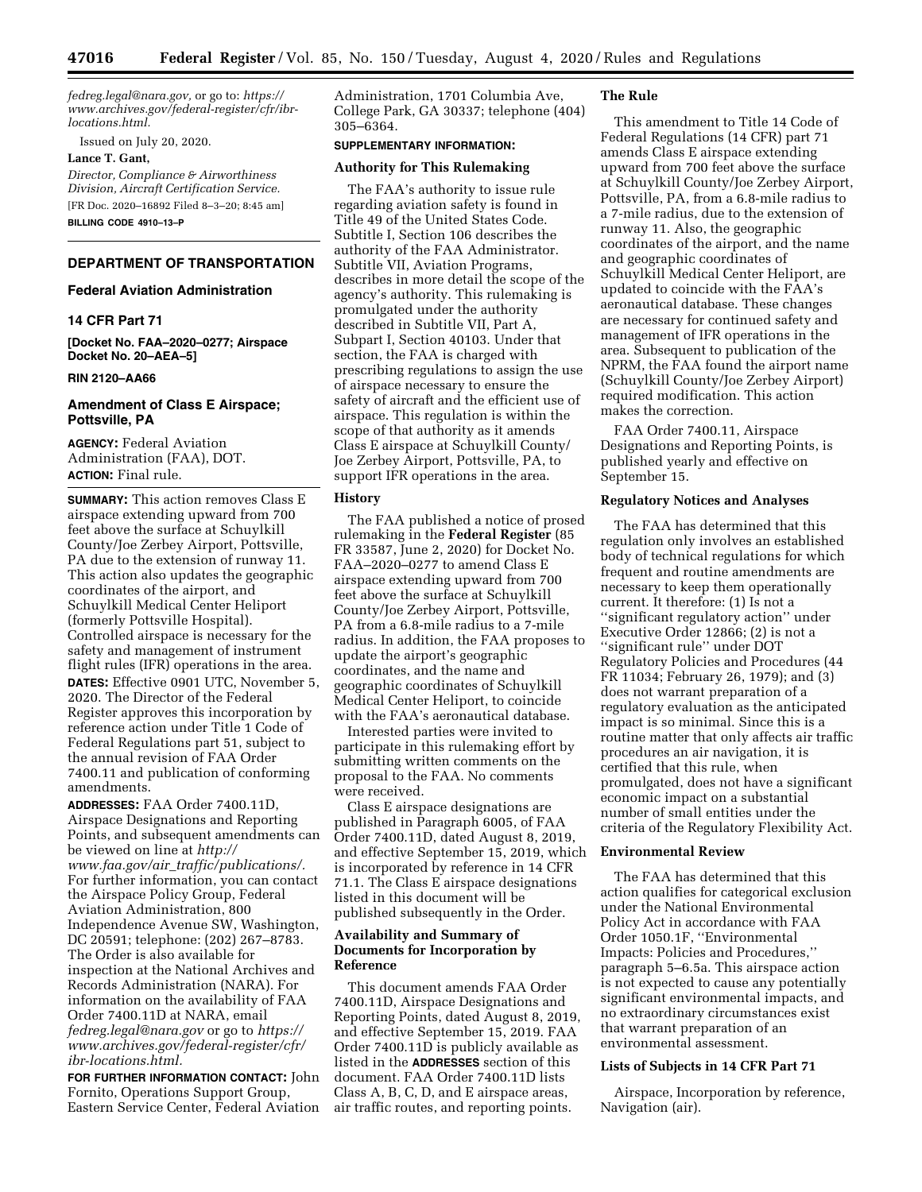*fedreg.legal@nara.gov,* or go to: *https://www.archives.gov/federal-register/cfr/ibr-locations.html.*

Issued on July 20, 2020.

**Lance T. Gant,**

*Director, Compliance & Airworthiness Division, Aircraft Certification Service.*

[FR Doc. 2020–16892 Filed 8–3–20; 8:45 am]

**BILLING CODE 4910–13–P**

---

## DEPARTMENT OF TRANSPORTATION

### Federal Aviation Administration

### 14 CFR Part 71

**[Docket No. FAA–2020–0277; Airspace Docket No. 20–AEA–5]**

**RIN 2120–AA66**

### Amendment of Class E Airspace; Pottsville, PA

**AGENCY:** Federal Aviation Administration (FAA), DOT.

**ACTION:** Final rule.

**SUMMARY:** This action removes Class E airspace extending upward from 700 feet above the surface at Schuylkill County/Joe Zerbey Airport, Pottsville, PA due to the extension of runway 11. This action also updates the geographic coordinates of the airport, and Schuylkill Medical Center Heliport (formerly Pottsville Hospital). Controlled airspace is necessary for the safety and management of instrument flight rules (IFR) operations in the area.

**DATES:** Effective 0901 UTC, November 5, 2020. The Director of the Federal Register approves this incorporation by reference action under Title 1 Code of Federal Regulations part 51, subject to the annual revision of FAA Order 7400.11 and publication of conforming amendments.

**ADDRESSES:** FAA Order 7400.11D, Airspace Designations and Reporting Points, and subsequent amendments can be viewed on line at *http://www.faa.gov/air_traffic/publications/.* For further information, you can contact the Airspace Policy Group, Federal Aviation Administration, 800 Independence Avenue SW, Washington, DC 20591; telephone: (202) 267–8783. The Order is also available for inspection at the National Archives and Records Administration (NARA). For information on the availability of FAA Order 7400.11D at NARA, email *fedreg.legal@nara.gov* or go to *https://www.archives.gov/federal-register/cfr/ibr-locations.html.*

**FOR FURTHER INFORMATION CONTACT:** John Fornito, Operations Support Group, Eastern Service Center, Federal Aviation Administration, 1701 Columbia Ave, College Park, GA 30337; telephone (404) 305–6364.

**SUPPLEMENTARY INFORMATION:**

#### Authority for This Rulemaking

The FAA's authority to issue rule regarding aviation safety is found in Title 49 of the United States Code. Subtitle I, Section 106 describes the authority of the FAA Administrator. Subtitle VII, Aviation Programs, describes in more detail the scope of the agency's authority. This rulemaking is promulgated under the authority described in Subtitle VII, Part A, Subpart I, Section 40103. Under that section, the FAA is charged with prescribing regulations to assign the use of airspace necessary to ensure the safety of aircraft and the efficient use of airspace. This regulation is within the scope of that authority as it amends Class E airspace at Schuylkill County/Joe Zerbey Airport, Pottsville, PA, to support IFR operations in the area.

#### History

The FAA published a notice of prosed rulemaking in the **Federal Register** (85 FR 33587, June 2, 2020) for Docket No. FAA–2020–0277 to amend Class E airspace extending upward from 700 feet above the surface at Schuylkill County/Joe Zerbey Airport, Pottsville, PA from a 6.8-mile radius to a 7-mile radius. In addition, the FAA proposes to update the airport's geographic coordinates, and the name and geographic coordinates of Schuylkill Medical Center Heliport, to coincide with the FAA's aeronautical database.

Interested parties were invited to participate in this rulemaking effort by submitting written comments on the proposal to the FAA. No comments were received.

Class E airspace designations are published in Paragraph 6005, of FAA Order 7400.11D, dated August 8, 2019, and effective September 15, 2019, which is incorporated by reference in 14 CFR 71.1. The Class E airspace designations listed in this document will be published subsequently in the Order.

#### Availability and Summary of Documents for Incorporation by Reference

This document amends FAA Order 7400.11D, Airspace Designations and Reporting Points, dated August 8, 2019, and effective September 15, 2019. FAA Order 7400.11D is publicly available as listed in the **ADDRESSES** section of this document. FAA Order 7400.11D lists Class A, B, C, D, and E airspace areas, air traffic routes, and reporting points.

#### The Rule

This amendment to Title 14 Code of Federal Regulations (14 CFR) part 71 amends Class E airspace extending upward from 700 feet above the surface at Schuylkill County/Joe Zerbey Airport, Pottsville, PA, from a 6.8-mile radius to a 7-mile radius, due to the extension of runway 11. Also, the geographic coordinates of the airport, and the name and geographic coordinates of Schuylkill Medical Center Heliport, are updated to coincide with the FAA's aeronautical database. These changes are necessary for continued safety and management of IFR operations in the area. Subsequent to publication of the NPRM, the FAA found the airport name (Schuylkill County/Joe Zerbey Airport) required modification. This action makes the correction.

FAA Order 7400.11, Airspace Designations and Reporting Points, is published yearly and effective on September 15.

#### Regulatory Notices and Analyses

The FAA has determined that this regulation only involves an established body of technical regulations for which frequent and routine amendments are necessary to keep them operationally current. It therefore: (1) Is not a ''significant regulatory action'' under Executive Order 12866; (2) is not a ''significant rule'' under DOT Regulatory Policies and Procedures (44 FR 11034; February 26, 1979); and (3) does not warrant preparation of a regulatory evaluation as the anticipated impact is so minimal. Since this is a routine matter that only affects air traffic procedures an air navigation, it is certified that this rule, when promulgated, does not have a significant economic impact on a substantial number of small entities under the criteria of the Regulatory Flexibility Act.

#### Environmental Review

The FAA has determined that this action qualifies for categorical exclusion under the National Environmental Policy Act in accordance with FAA Order 1050.1F, ''Environmental Impacts: Policies and Procedures,'' paragraph 5–6.5a. This airspace action is not expected to cause any potentially significant environmental impacts, and no extraordinary circumstances exist that warrant preparation of an environmental assessment.

#### Lists of Subjects in 14 CFR Part 71

Airspace, Incorporation by reference, Navigation (air).